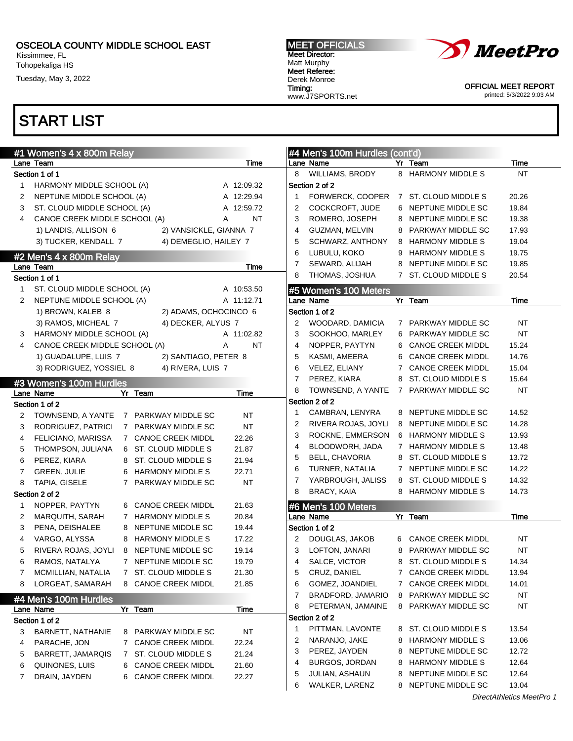OSCEOLA COUNTY MIDDLE SCHOOL EAST
Kissimmee, FL
Tohopekaliga HS
Tuesday, May 3, 2022

**MEET OFFICIALS**
**Meet Director:**
Matt Murphy
**Meet Referee:**
Derek Monroe
**Timing:**
www.J7SPORTS.net

OFFICIAL MEET REPORT
printed: 5/3/2022 9:03 AM

# START LIST

## #1 Women's 4 x 800m Relay

Section 1 of 1

| Lane | Team | | Time |
|---|---|---|---|
| 1 | HARMONY MIDDLE SCHOOL (A) | A | 12:09.32 |
| 2 | NEPTUNE MIDDLE SCHOOL (A) | A | 12:29.94 |
| 3 | ST. CLOUD MIDDLE SCHOOL (A) | A | 12:59.72 |
| 4 | CANOE CREEK MIDDLE SCHOOL (A) | A | NT |

1) LANDIS, ALLISON 6 2) VANSICKLE, GIANNA 7
3) TUCKER, KENDALL 7 4) DEMEGLIO, HAILEY 7

## #2 Men's 4 x 800m Relay

Section 1 of 1

| Lane | Team | | Time |
|---|---|---|---|
| 1 | ST. CLOUD MIDDLE SCHOOL (A) | A | 10:53.50 |
| 2 | NEPTUNE MIDDLE SCHOOL (A) | A | 11:12.71 |
| | 1) BROWN, KALEB 8 2) ADAMS, OCHOCINCO 6 3) RAMOS, MICHEAL 7 4) DECKER, ALYUS 7 | | |
| 3 | HARMONY MIDDLE SCHOOL (A) | A | 11:02.82 |
| 4 | CANOE CREEK MIDDLE SCHOOL (A) | A | NT |
| | 1) GUADALUPE, LUIS 7 2) SANTIAGO, PETER 8 3) RODRIGUEZ, YOSSIEL 8 4) RIVERA, LUIS 7 | | |

## #3 Women's 100m Hurdles

| Lane | Name | Yr | Team | Time |
|---|---|---|---|---|
| **Section 1 of 2** | | | | |
| 2 | TOWNSEND, A YANTE | 7 | PARKWAY MIDDLE SC | NT |
| 3 | RODRIGUEZ, PATRICI | 7 | PARKWAY MIDDLE SC | NT |
| 4 | FELICIANO, MARISSA | 7 | CANOE CREEK MIDDL | 22.26 |
| 5 | THOMPSON, JULIANA | 6 | ST. CLOUD MIDDLE S | 21.87 |
| 6 | PEREZ, KIARA | 8 | ST. CLOUD MIDDLE S | 21.94 |
| 7 | GREEN, JULIE | 6 | HARMONY MIDDLE S | 22.71 |
| 8 | TAPIA, GISELE | 7 | PARKWAY MIDDLE SC | NT |
| **Section 2 of 2** | | | | |
| 1 | NOPPER, PAYTYN | 6 | CANOE CREEK MIDDL | 21.63 |
| 2 | MARQUITH, SARAH | 7 | HARMONY MIDDLE S | 20.84 |
| 3 | PENA, DEISHALEE | 8 | NEPTUNE MIDDLE SC | 19.44 |
| 4 | VARGO, ALYSSA | 8 | HARMONY MIDDLE S | 17.22 |
| 5 | RIVERA ROJAS, JOYLI | 8 | NEPTUNE MIDDLE SC | 19.14 |
| 6 | RAMOS, NATALYA | 7 | NEPTUNE MIDDLE SC | 19.79 |
| 7 | MCMILLIAN, NATALIA | 7 | ST. CLOUD MIDDLE S | 21.30 |
| 8 | LORGEAT, SAMARAH | 8 | CANOE CREEK MIDDL | 21.85 |

## #4 Men's 100m Hurdles

| Lane | Name | Yr | Team | Time |
|---|---|---|---|---|
| **Section 1 of 2** | | | | |
| 3 | BARNETT, NATHANIE | 8 | PARKWAY MIDDLE SC | NT |
| 4 | PARACHE, JON | 7 | CANOE CREEK MIDDL | 22.24 |
| 5 | BARRETT, JAMARQIS | 7 | ST. CLOUD MIDDLE S | 21.24 |
| 6 | QUINONES, LUIS | 6 | CANOE CREEK MIDDL | 21.60 |
| 7 | DRAIN, JAYDEN | 6 | CANOE CREEK MIDDL | 22.27 |
| 8 | WILLIAMS, BRODY | 8 | HARMONY MIDDLE S | NT |
| **Section 2 of 2** | | | | |
| 1 | FORWERCK, COOPER | 7 | ST. CLOUD MIDDLE S | 20.26 |
| 2 | COCKCROFT, JUDE | 6 | NEPTUNE MIDDLE SC | 19.84 |
| 3 | ROMERO, JOSEPH | 8 | NEPTUNE MIDDLE SC | 19.38 |
| 4 | GUZMAN, MELVIN | 8 | PARKWAY MIDDLE SC | 17.93 |
| 5 | SCHWARZ, ANTHONY | 8 | HARMONY MIDDLE S | 19.04 |
| 6 | LUBULU, KOKO | 9 | HARMONY MIDDLE S | 19.75 |
| 7 | SEWARD, ALIJAH | 8 | NEPTUNE MIDDLE SC | 19.85 |
| 8 | THOMAS, JOSHUA | 7 | ST. CLOUD MIDDLE S | 20.54 |

## #5 Women's 100 Meters

| Lane | Name | Yr | Team | Time |
|---|---|---|---|---|
| **Section 1 of 2** | | | | |
| 2 | WOODARD, DAMICIA | 7 | PARKWAY MIDDLE SC | NT |
| 3 | SOOKHOO, MARLEY | 6 | PARKWAY MIDDLE SC | NT |
| 4 | NOPPER, PAYTYN | 6 | CANOE CREEK MIDDL | 15.24 |
| 5 | KASMI, AMEERA | 6 | CANOE CREEK MIDDL | 14.76 |
| 6 | VELEZ, ELIANY | 7 | CANOE CREEK MIDDL | 15.04 |
| 7 | PEREZ, KIARA | 8 | ST. CLOUD MIDDLE S | 15.64 |
| 8 | TOWNSEND, A YANTE | 7 | PARKWAY MIDDLE SC | NT |
| **Section 2 of 2** | | | | |
| 1 | CAMBRAN, LENYRA | 8 | NEPTUNE MIDDLE SC | 14.52 |
| 2 | RIVERA ROJAS, JOYLI | 8 | NEPTUNE MIDDLE SC | 14.28 |
| 3 | ROCKNE, EMMERSON | 6 | HARMONY MIDDLE S | 13.93 |
| 4 | BLOODWORH, JADA | 7 | HARMONY MIDDLE S | 13.48 |
| 5 | BELL, CHAVORIA | 8 | ST. CLOUD MIDDLE S | 13.72 |
| 6 | TURNER, NATALIA | 7 | NEPTUNE MIDDLE SC | 14.22 |
| 7 | YARBROUGH, JALISS | 8 | ST. CLOUD MIDDLE S | 14.32 |
| 8 | BRACY, KAIA | 8 | HARMONY MIDDLE S | 14.73 |

## #6 Men's 100 Meters

| Lane | Name | Yr | Team | Time |
|---|---|---|---|---|
| **Section 1 of 2** | | | | |
| 2 | DOUGLAS, JAKOB | 6 | CANOE CREEK MIDDL | NT |
| 3 | LOFTON, JANARI | 8 | PARKWAY MIDDLE SC | NT |
| 4 | SALCE, VICTOR | 8 | ST. CLOUD MIDDLE S | 14.34 |
| 5 | CRUZ, DANIEL | 7 | CANOE CREEK MIDDL | 13.94 |
| 6 | GOMEZ, JOANDIEL | 7 | CANOE CREEK MIDDL | 14.01 |
| 7 | BRADFORD, JAMARIO | 8 | PARKWAY MIDDLE SC | NT |
| 8 | PETERMAN, JAMAINE | 8 | PARKWAY MIDDLE SC | NT |
| **Section 2 of 2** | | | | |
| 1 | PITTMAN, LAVONTE | 8 | ST. CLOUD MIDDLE S | 13.54 |
| 2 | NARANJO, JAKE | 8 | HARMONY MIDDLE S | 13.06 |
| 3 | PEREZ, JAYDEN | 8 | NEPTUNE MIDDLE SC | 12.72 |
| 4 | BURGOS, JORDAN | 8 | HARMONY MIDDLE S | 12.64 |
| 5 | JULIAN, ASHAUN | 8 | NEPTUNE MIDDLE SC | 12.64 |
| 6 | WALKER, LARENZ | 8 | NEPTUNE MIDDLE SC | 13.04 |

*DirectAthletics MeetPro 1*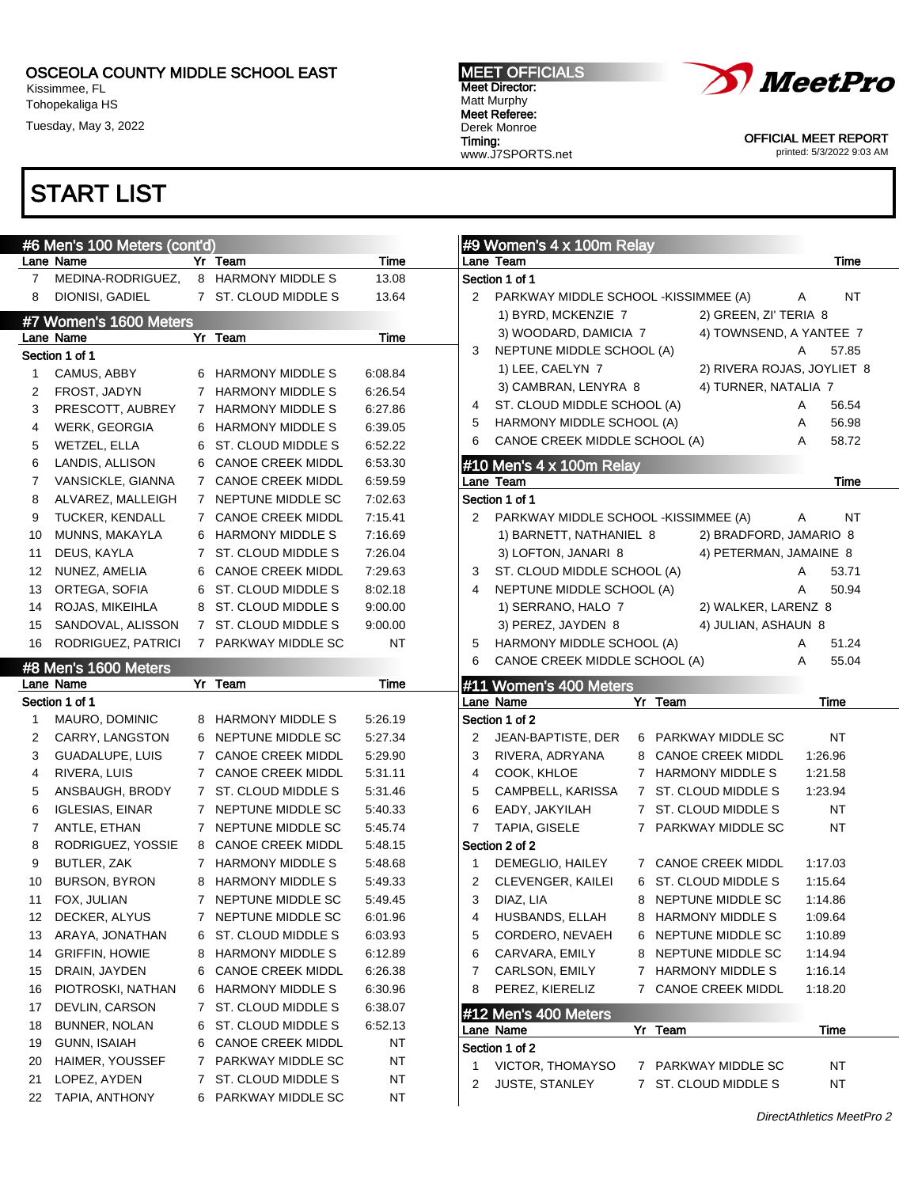OSCEOLA COUNTY MIDDLE SCHOOL EAST
Kissimmee, FL
Tohopekaliga HS
Tuesday, May 3, 2022

MEET OFFICIALS
Meet Director:
Matt Murphy
Meet Referee:
Derek Monroe
Timing:
www.J7SPORTS.net

OFFICIAL MEET REPORT
printed: 5/3/2022 9:03 AM

# START LIST

## #6 Men's 100 Meters (cont'd)

| Lane | Name | Yr | Team | Time |
|---|---|---|---|---|
| 7 | MEDINA-RODRIGUEZ, | 8 | HARMONY MIDDLE S | 13.08 |
| 8 | DIONISI, GADIEL | 7 | ST. CLOUD MIDDLE S | 13.64 |

## #7 Women's 1600 Meters

Section 1 of 1

| Lane | Name | Yr | Team | Time |
|---|---|---|---|---|
| 1 | CAMUS, ABBY | 6 | HARMONY MIDDLE S | 6:08.84 |
| 2 | FROST, JADYN | 7 | HARMONY MIDDLE S | 6:26.54 |
| 3 | PRESCOTT, AUBREY | 7 | HARMONY MIDDLE S | 6:27.86 |
| 4 | WERK, GEORGIA | 6 | HARMONY MIDDLE S | 6:39.05 |
| 5 | WETZEL, ELLA | 6 | ST. CLOUD MIDDLE S | 6:52.22 |
| 6 | LANDIS, ALLISON | 6 | CANOE CREEK MIDDL | 6:53.30 |
| 7 | VANSICKLE, GIANNA | 7 | CANOE CREEK MIDDL | 6:59.59 |
| 8 | ALVAREZ, MALLEIGH | 7 | NEPTUNE MIDDLE SC | 7:02.63 |
| 9 | TUCKER, KENDALL | 7 | CANOE CREEK MIDDL | 7:15.41 |
| 10 | MUNNS, MAKAYLA | 6 | HARMONY MIDDLE S | 7:16.69 |
| 11 | DEUS, KAYLA | 7 | ST. CLOUD MIDDLE S | 7:26.04 |
| 12 | NUNEZ, AMELIA | 6 | CANOE CREEK MIDDL | 7:29.63 |
| 13 | ORTEGA, SOFIA | 6 | ST. CLOUD MIDDLE S | 8:02.18 |
| 14 | ROJAS, MIKEIHLA | 8 | ST. CLOUD MIDDLE S | 9:00.00 |
| 15 | SANDOVAL, ALISSON | 7 | ST. CLOUD MIDDLE S | 9:00.00 |
| 16 | RODRIGUEZ, PATRICI | 7 | PARKWAY MIDDLE SC | NT |

## #8 Men's 1600 Meters

Section 1 of 1

| Lane | Name | Yr | Team | Time |
|---|---|---|---|---|
| 1 | MAURO, DOMINIC | 8 | HARMONY MIDDLE S | 5:26.19 |
| 2 | CARRY, LANGSTON | 6 | NEPTUNE MIDDLE SC | 5:27.34 |
| 3 | GUADALUPE, LUIS | 7 | CANOE CREEK MIDDL | 5:29.90 |
| 4 | RIVERA, LUIS | 7 | CANOE CREEK MIDDL | 5:31.11 |
| 5 | ANSBAUGH, BRODY | 7 | ST. CLOUD MIDDLE S | 5:31.46 |
| 6 | IGLESIAS, EINAR | 7 | NEPTUNE MIDDLE SC | 5:40.33 |
| 7 | ANTLE, ETHAN | 7 | NEPTUNE MIDDLE SC | 5:45.74 |
| 8 | RODRIGUEZ, YOSSIE | 8 | CANOE CREEK MIDDL | 5:48.15 |
| 9 | BUTLER, ZAK | 7 | HARMONY MIDDLE S | 5:48.68 |
| 10 | BURSON, BYRON | 8 | HARMONY MIDDLE S | 5:49.33 |
| 11 | FOX, JULIAN | 7 | NEPTUNE MIDDLE SC | 5:49.45 |
| 12 | DECKER, ALYUS | 7 | NEPTUNE MIDDLE SC | 6:01.96 |
| 13 | ARAYA, JONATHAN | 6 | ST. CLOUD MIDDLE S | 6:03.93 |
| 14 | GRIFFIN, HOWIE | 8 | HARMONY MIDDLE S | 6:12.89 |
| 15 | DRAIN, JAYDEN | 6 | CANOE CREEK MIDDL | 6:26.38 |
| 16 | PIOTROSKI, NATHAN | 6 | HARMONY MIDDLE S | 6:30.96 |
| 17 | DEVLIN, CARSON | 7 | ST. CLOUD MIDDLE S | 6:38.07 |
| 18 | BUNNER, NOLAN | 6 | ST. CLOUD MIDDLE S | 6:52.13 |
| 19 | GUNN, ISAIAH | 6 | CANOE CREEK MIDDL | NT |
| 20 | HAIMER, YOUSSEF | 7 | PARKWAY MIDDLE SC | NT |
| 21 | LOPEZ, AYDEN | 7 | ST. CLOUD MIDDLE S | NT |
| 22 | TAPIA, ANTHONY | 6 | PARKWAY MIDDLE SC | NT |

## #9 Women's 4 x 100m Relay

Section 1 of 1

| Lane | Team | | Time |
|---|---|---|---|
| 2 | PARKWAY MIDDLE SCHOOL -KISSIMMEE (A) | A | NT |
| | 1) BYRD, MCKENZIE 7 — 2) GREEN, ZI' TERIA 8 — 3) WOODARD, DAMICIA 7 — 4) TOWNSEND, A YANTEE 7 | | |
| 3 | NEPTUNE MIDDLE SCHOOL (A) | A | 57.85 |
| | 1) LEE, CAELYN 7 — 2) RIVERA ROJAS, JOYLIET 8 — 3) CAMBRAN, LENYRA 8 — 4) TURNER, NATALIA 7 | | |
| 4 | ST. CLOUD MIDDLE SCHOOL (A) | A | 56.54 |
| 5 | HARMONY MIDDLE SCHOOL (A) | A | 56.98 |
| 6 | CANOE CREEK MIDDLE SCHOOL (A) | A | 58.72 |

## #10 Men's 4 x 100m Relay

Section 1 of 1

| Lane | Team | | Time |
|---|---|---|---|
| 2 | PARKWAY MIDDLE SCHOOL -KISSIMMEE (A) | A | NT |
| | 1) BARNETT, NATHANIEL 8 — 2) BRADFORD, JAMARIO 8 — 3) LOFTON, JANARI 8 — 4) PETERMAN, JAMAINE 8 | | |
| 3 | ST. CLOUD MIDDLE SCHOOL (A) | A | 53.71 |
| 4 | NEPTUNE MIDDLE SCHOOL (A) | A | 50.94 |
| | 1) SERRANO, HALO 7 — 2) WALKER, LARENZ 8 — 3) PEREZ, JAYDEN 8 — 4) JULIAN, ASHAUN 8 | | |
| 5 | HARMONY MIDDLE SCHOOL (A) | A | 51.24 |
| 6 | CANOE CREEK MIDDLE SCHOOL (A) | A | 55.04 |

## #11 Women's 400 Meters

Section 1 of 2

| Lane | Name | Yr | Team | Time |
|---|---|---|---|---|
| 2 | JEAN-BAPTISTE, DER | 6 | PARKWAY MIDDLE SC | NT |
| 3 | RIVERA, ADRYANA | 8 | CANOE CREEK MIDDL | 1:26.96 |
| 4 | COOK, KHLOE | 7 | HARMONY MIDDLE S | 1:21.58 |
| 5 | CAMPBELL, KARISSA | 7 | ST. CLOUD MIDDLE S | 1:23.94 |
| 6 | EADY, JAKYILAH | 7 | ST. CLOUD MIDDLE S | NT |
| 7 | TAPIA, GISELE | 7 | PARKWAY MIDDLE SC | NT |

Section 2 of 2

| Lane | Name | Yr | Team | Time |
|---|---|---|---|---|
| 1 | DEMEGLIO, HAILEY | 7 | CANOE CREEK MIDDL | 1:17.03 |
| 2 | CLEVENGER, KAILEI | 6 | ST. CLOUD MIDDLE S | 1:15.64 |
| 3 | DIAZ, LIA | 8 | NEPTUNE MIDDLE SC | 1:14.86 |
| 4 | HUSBANDS, ELLAH | 8 | HARMONY MIDDLE S | 1:09.64 |
| 5 | CORDERO, NEVAEH | 6 | NEPTUNE MIDDLE SC | 1:10.89 |
| 6 | CARVARA, EMILY | 8 | NEPTUNE MIDDLE SC | 1:14.94 |
| 7 | CARLSON, EMILY | 7 | HARMONY MIDDLE S | 1:16.14 |
| 8 | PEREZ, KIERELIZ | 7 | CANOE CREEK MIDDL | 1:18.20 |

## #12 Men's 400 Meters

Section 1 of 2

| Lane | Name | Yr | Team | Time |
|---|---|---|---|---|
| 1 | VICTOR, THOMAYSO | 7 | PARKWAY MIDDLE SC | NT |
| 2 | JUSTE, STANLEY | 7 | ST. CLOUD MIDDLE S | NT |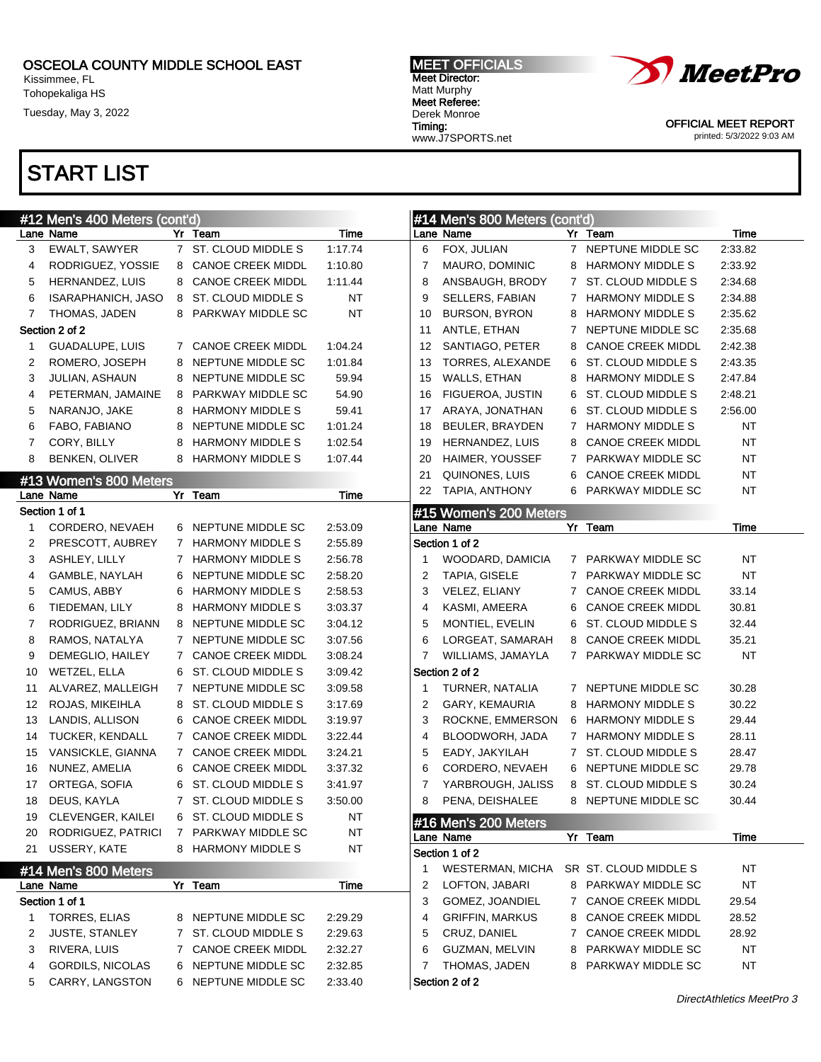OSCEOLA COUNTY MIDDLE SCHOOL EAST
Kissimmee, FL
Tohopekaliga HS
Tuesday, May 3, 2022

MEET OFFICIALS
Meet Director:
Matt Murphy
Meet Referee:
Derek Monroe
Timing:
www.J7SPORTS.net

OFFICIAL MEET REPORT
printed: 5/3/2022 9:03 AM

# START LIST

## #12 Men's 400 Meters (cont'd)

| Lane | Name | Yr | Team | Time |
|---|---|---|---|---|
| 3 | EWALT, SAWYER | 7 | ST. CLOUD MIDDLE S | 1:17.74 |
| 4 | RODRIGUEZ, YOSSIE | 8 | CANOE CREEK MIDDL | 1:10.80 |
| 5 | HERNANDEZ, LUIS | 8 | CANOE CREEK MIDDL | 1:11.44 |
| 6 | ISARAPHANICH, JASO | 8 | ST. CLOUD MIDDLE S | NT |
| 7 | THOMAS, JADEN | 8 | PARKWAY MIDDLE SC | NT |
| **Section 2 of 2** | | | | |
| 1 | GUADALUPE, LUIS | 7 | CANOE CREEK MIDDL | 1:04.24 |
| 2 | ROMERO, JOSEPH | 8 | NEPTUNE MIDDLE SC | 1:01.84 |
| 3 | JULIAN, ASHAUN | 8 | NEPTUNE MIDDLE SC | 59.94 |
| 4 | PETERMAN, JAMAINE | 8 | PARKWAY MIDDLE SC | 54.90 |
| 5 | NARANJO, JAKE | 8 | HARMONY MIDDLE S | 59.41 |
| 6 | FABO, FABIANO | 8 | NEPTUNE MIDDLE SC | 1:01.24 |
| 7 | CORY, BILLY | 8 | HARMONY MIDDLE S | 1:02.54 |
| 8 | BENKEN, OLIVER | 8 | HARMONY MIDDLE S | 1:07.44 |

## #13 Women's 800 Meters

| Lane | Name | Yr | Team | Time |
|---|---|---|---|---|
| **Section 1 of 1** | | | | |
| 1 | CORDERO, NEVAEH | 6 | NEPTUNE MIDDLE SC | 2:53.09 |
| 2 | PRESCOTT, AUBREY | 7 | HARMONY MIDDLE S | 2:55.89 |
| 3 | ASHLEY, LILLY | 7 | HARMONY MIDDLE S | 2:56.78 |
| 4 | GAMBLE, NAYLAH | 6 | NEPTUNE MIDDLE SC | 2:58.20 |
| 5 | CAMUS, ABBY | 6 | HARMONY MIDDLE S | 2:58.53 |
| 6 | TIEDEMAN, LILY | 8 | HARMONY MIDDLE S | 3:03.37 |
| 7 | RODRIGUEZ, BRIANN | 8 | NEPTUNE MIDDLE SC | 3:04.12 |
| 8 | RAMOS, NATALYA | 7 | NEPTUNE MIDDLE SC | 3:07.56 |
| 9 | DEMEGLIO, HAILEY | 7 | CANOE CREEK MIDDL | 3:08.24 |
| 10 | WETZEL, ELLA | 6 | ST. CLOUD MIDDLE S | 3:09.42 |
| 11 | ALVAREZ, MALLEIGH | 7 | NEPTUNE MIDDLE SC | 3:09.58 |
| 12 | ROJAS, MIKEIHLA | 8 | ST. CLOUD MIDDLE S | 3:17.69 |
| 13 | LANDIS, ALLISON | 6 | CANOE CREEK MIDDL | 3:19.97 |
| 14 | TUCKER, KENDALL | 7 | CANOE CREEK MIDDL | 3:22.44 |
| 15 | VANSICKLE, GIANNA | 7 | CANOE CREEK MIDDL | 3:24.21 |
| 16 | NUNEZ, AMELIA | 6 | CANOE CREEK MIDDL | 3:37.32 |
| 17 | ORTEGA, SOFIA | 6 | ST. CLOUD MIDDLE S | 3:41.97 |
| 18 | DEUS, KAYLA | 7 | ST. CLOUD MIDDLE S | 3:50.00 |
| 19 | CLEVENGER, KAILEI | 6 | ST. CLOUD MIDDLE S | NT |
| 20 | RODRIGUEZ, PATRICI | 7 | PARKWAY MIDDLE SC | NT |
| 21 | USSERY, KATE | 8 | HARMONY MIDDLE S | NT |

## #14 Men's 800 Meters

| Lane | Name | Yr | Team | Time |
|---|---|---|---|---|
| **Section 1 of 1** | | | | |
| 1 | TORRES, ELIAS | 8 | NEPTUNE MIDDLE SC | 2:29.29 |
| 2 | JUSTE, STANLEY | 7 | ST. CLOUD MIDDLE S | 2:29.63 |
| 3 | RIVERA, LUIS | 7 | CANOE CREEK MIDDL | 2:32.27 |
| 4 | GORDILS, NICOLAS | 6 | NEPTUNE MIDDLE SC | 2:32.85 |
| 5 | CARRY, LANGSTON | 6 | NEPTUNE MIDDLE SC | 2:33.40 |
| 6 | FOX, JULIAN | 7 | NEPTUNE MIDDLE SC | 2:33.82 |
| 7 | MAURO, DOMINIC | 8 | HARMONY MIDDLE S | 2:33.92 |
| 8 | ANSBAUGH, BRODY | 7 | ST. CLOUD MIDDLE S | 2:34.68 |
| 9 | SELLERS, FABIAN | 7 | HARMONY MIDDLE S | 2:34.88 |
| 10 | BURSON, BYRON | 8 | HARMONY MIDDLE S | 2:35.62 |
| 11 | ANTLE, ETHAN | 7 | NEPTUNE MIDDLE SC | 2:35.68 |
| 12 | SANTIAGO, PETER | 8 | CANOE CREEK MIDDL | 2:42.38 |
| 13 | TORRES, ALEXANDE | 6 | ST. CLOUD MIDDLE S | 2:43.35 |
| 15 | WALLS, ETHAN | 8 | HARMONY MIDDLE S | 2:47.84 |
| 16 | FIGUEROA, JUSTIN | 6 | ST. CLOUD MIDDLE S | 2:48.21 |
| 17 | ARAYA, JONATHAN | 6 | ST. CLOUD MIDDLE S | 2:56.00 |
| 18 | BEULER, BRAYDEN | 7 | HARMONY MIDDLE S | NT |
| 19 | HERNANDEZ, LUIS | 8 | CANOE CREEK MIDDL | NT |
| 20 | HAIMER, YOUSSEF | 7 | PARKWAY MIDDLE SC | NT |
| 21 | QUINONES, LUIS | 6 | CANOE CREEK MIDDL | NT |
| 22 | TAPIA, ANTHONY | 6 | PARKWAY MIDDLE SC | NT |

## #15 Women's 200 Meters

| Lane | Name | Yr | Team | Time |
|---|---|---|---|---|
| **Section 1 of 2** | | | | |
| 1 | WOODARD, DAMICIA | 7 | PARKWAY MIDDLE SC | NT |
| 2 | TAPIA, GISELE | 7 | PARKWAY MIDDLE SC | NT |
| 3 | VELEZ, ELIANY | 7 | CANOE CREEK MIDDL | 33.14 |
| 4 | KASMI, AMEERA | 6 | CANOE CREEK MIDDL | 30.81 |
| 5 | MONTIEL, EVELIN | 6 | ST. CLOUD MIDDLE S | 32.44 |
| 6 | LORGEAT, SAMARAH | 8 | CANOE CREEK MIDDL | 35.21 |
| 7 | WILLIAMS, JAMAYLA | 7 | PARKWAY MIDDLE SC | NT |
| **Section 2 of 2** | | | | |
| 1 | TURNER, NATALIA | 7 | NEPTUNE MIDDLE SC | 30.28 |
| 2 | GARY, KEMAURIA | 8 | HARMONY MIDDLE S | 30.22 |
| 3 | ROCKNE, EMMERSON | 6 | HARMONY MIDDLE S | 29.44 |
| 4 | BLOODWORH, JADA | 7 | HARMONY MIDDLE S | 28.11 |
| 5 | EADY, JAKYILAH | 7 | ST. CLOUD MIDDLE S | 28.47 |
| 6 | CORDERO, NEVAEH | 6 | NEPTUNE MIDDLE SC | 29.78 |
| 7 | YARBROUGH, JALISS | 8 | ST. CLOUD MIDDLE S | 30.24 |
| 8 | PENA, DEISHALEE | 8 | NEPTUNE MIDDLE SC | 30.44 |

## #16 Men's 200 Meters

| Lane | Name | Yr | Team | Time |
|---|---|---|---|---|
| **Section 1 of 2** | | | | |
| 1 | WESTERMAN, MICHA | SR | ST. CLOUD MIDDLE S | NT |
| 2 | LOFTON, JABARI | 8 | PARKWAY MIDDLE SC | NT |
| 3 | GOMEZ, JOANDIEL | 7 | CANOE CREEK MIDDL | 29.54 |
| 4 | GRIFFIN, MARKUS | 8 | CANOE CREEK MIDDL | 28.52 |
| 5 | CRUZ, DANIEL | 7 | CANOE CREEK MIDDL | 28.92 |
| 6 | GUZMAN, MELVIN | 8 | PARKWAY MIDDLE SC | NT |
| 7 | THOMAS, JADEN | 8 | PARKWAY MIDDLE SC | NT |
| **Section 2 of 2** | | | | |

*DirectAthletics MeetPro 3*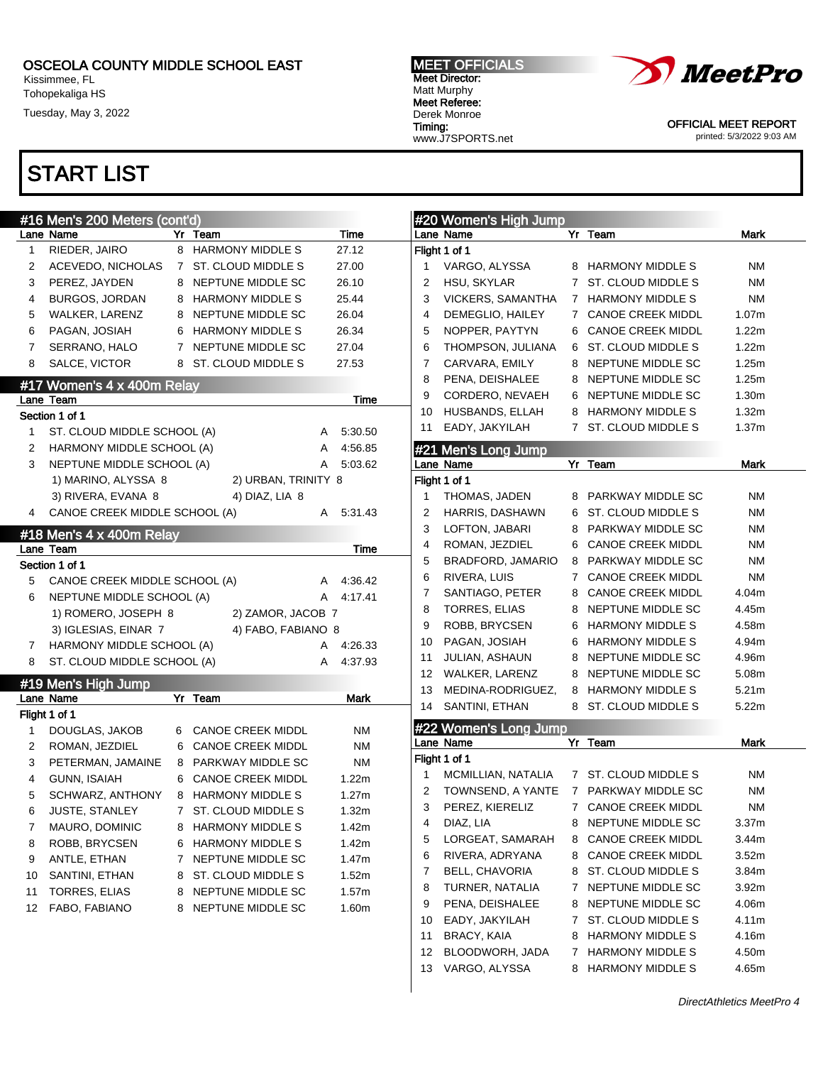OSCEOLA COUNTY MIDDLE SCHOOL EAST
Kissimmee, FL
Tohopekaliga HS
Tuesday, May 3, 2022

MEET OFFICIALS
Meet Director:
Matt Murphy
Meet Referee:
Derek Monroe
Timing:
www.J7SPORTS.net

OFFICIAL MEET REPORT
printed: 5/3/2022 9:03 AM

# START LIST

## #16 Men's 200 Meters (cont'd)

| Lane | Name | Yr | Team | Time |
|---|---|---|---|---|
| 1 | RIEDER, JAIRO | 8 | HARMONY MIDDLE S | 27.12 |
| 2 | ACEVEDO, NICHOLAS | 7 | ST. CLOUD MIDDLE S | 27.00 |
| 3 | PEREZ, JAYDEN | 8 | NEPTUNE MIDDLE SC | 26.10 |
| 4 | BURGOS, JORDAN | 8 | HARMONY MIDDLE S | 25.44 |
| 5 | WALKER, LARENZ | 8 | NEPTUNE MIDDLE SC | 26.04 |
| 6 | PAGAN, JOSIAH | 6 | HARMONY MIDDLE S | 26.34 |
| 7 | SERRANO, HALO | 7 | NEPTUNE MIDDLE SC | 27.04 |
| 8 | SALCE, VICTOR | 8 | ST. CLOUD MIDDLE S | 27.53 |

## #17 Women's 4 x 400m Relay

Section 1 of 1

| Lane | Team | | Time |
|---|---|---|---|
| 1 | ST. CLOUD MIDDLE SCHOOL (A) | A | 5:30.50 |
| 2 | HARMONY MIDDLE SCHOOL (A) | A | 4:56.85 |
| 3 | NEPTUNE MIDDLE SCHOOL (A) | A | 5:03.62 |
| | 1) MARINO, ALYSSA 8; 2) URBAN, TRINITY 8; 3) RIVERA, EVANA 8; 4) DIAZ, LIA 8 | | |
| 4 | CANOE CREEK MIDDLE SCHOOL (A) | A | 5:31.43 |

## #18 Men's 4 x 400m Relay

Section 1 of 1

| Lane | Team | | Time |
|---|---|---|---|
| 5 | CANOE CREEK MIDDLE SCHOOL (A) | A | 4:36.42 |
| 6 | NEPTUNE MIDDLE SCHOOL (A) | A | 4:17.41 |
| | 1) ROMERO, JOSEPH 8; 2) ZAMOR, JACOB 7; 3) IGLESIAS, EINAR 7; 4) FABO, FABIANO 8 | | |
| 7 | HARMONY MIDDLE SCHOOL (A) | A | 4:26.33 |
| 8 | ST. CLOUD MIDDLE SCHOOL (A) | A | 4:37.93 |

## #19 Men's High Jump

Flight 1 of 1

| Lane | Name | Yr | Team | Mark |
|---|---|---|---|---|
| 1 | DOUGLAS, JAKOB | 6 | CANOE CREEK MIDDL | NM |
| 2 | ROMAN, JEZDIEL | 6 | CANOE CREEK MIDDL | NM |
| 3 | PETERMAN, JAMAINE | 8 | PARKWAY MIDDLE SC | NM |
| 4 | GUNN, ISAIAH | 6 | CANOE CREEK MIDDL | 1.22m |
| 5 | SCHWARZ, ANTHONY | 8 | HARMONY MIDDLE S | 1.27m |
| 6 | JUSTE, STANLEY | 7 | ST. CLOUD MIDDLE S | 1.32m |
| 7 | MAURO, DOMINIC | 8 | HARMONY MIDDLE S | 1.42m |
| 8 | ROBB, BRYCSEN | 6 | HARMONY MIDDLE S | 1.42m |
| 9 | ANTLE, ETHAN | 7 | NEPTUNE MIDDLE SC | 1.47m |
| 10 | SANTINI, ETHAN | 8 | ST. CLOUD MIDDLE S | 1.52m |
| 11 | TORRES, ELIAS | 8 | NEPTUNE MIDDLE SC | 1.57m |
| 12 | FABO, FABIANO | 8 | NEPTUNE MIDDLE SC | 1.60m |

## #20 Women's High Jump

Flight 1 of 1

| Lane | Name | Yr | Team | Mark |
|---|---|---|---|---|
| 1 | VARGO, ALYSSA | 8 | HARMONY MIDDLE S | NM |
| 2 | HSU, SKYLAR | 7 | ST. CLOUD MIDDLE S | NM |
| 3 | VICKERS, SAMANTHA | 7 | HARMONY MIDDLE S | NM |
| 4 | DEMEGLIO, HAILEY | 7 | CANOE CREEK MIDDL | 1.07m |
| 5 | NOPPER, PAYTYN | 6 | CANOE CREEK MIDDL | 1.22m |
| 6 | THOMPSON, JULIANA | 6 | ST. CLOUD MIDDLE S | 1.22m |
| 7 | CARVARA, EMILY | 8 | NEPTUNE MIDDLE SC | 1.25m |
| 8 | PENA, DEISHALEE | 8 | NEPTUNE MIDDLE SC | 1.25m |
| 9 | CORDERO, NEVAEH | 6 | NEPTUNE MIDDLE SC | 1.30m |
| 10 | HUSBANDS, ELLAH | 8 | HARMONY MIDDLE S | 1.32m |
| 11 | EADY, JAKYILAH | 7 | ST. CLOUD MIDDLE S | 1.37m |

## #21 Men's Long Jump

Flight 1 of 1

| Lane | Name | Yr | Team | Mark |
|---|---|---|---|---|
| 1 | THOMAS, JADEN | 8 | PARKWAY MIDDLE SC | NM |
| 2 | HARRIS, DASHAWN | 6 | ST. CLOUD MIDDLE S | NM |
| 3 | LOFTON, JABARI | 8 | PARKWAY MIDDLE SC | NM |
| 4 | ROMAN, JEZDIEL | 6 | CANOE CREEK MIDDL | NM |
| 5 | BRADFORD, JAMARIO | 8 | PARKWAY MIDDLE SC | NM |
| 6 | RIVERA, LUIS | 7 | CANOE CREEK MIDDL | NM |
| 7 | SANTIAGO, PETER | 8 | CANOE CREEK MIDDL | 4.04m |
| 8 | TORRES, ELIAS | 8 | NEPTUNE MIDDLE SC | 4.45m |
| 9 | ROBB, BRYCSEN | 6 | HARMONY MIDDLE S | 4.58m |
| 10 | PAGAN, JOSIAH | 6 | HARMONY MIDDLE S | 4.94m |
| 11 | JULIAN, ASHAUN | 8 | NEPTUNE MIDDLE SC | 4.96m |
| 12 | WALKER, LARENZ | 8 | NEPTUNE MIDDLE SC | 5.08m |
| 13 | MEDINA-RODRIGUEZ, | 8 | HARMONY MIDDLE S | 5.21m |
| 14 | SANTINI, ETHAN | 8 | ST. CLOUD MIDDLE S | 5.22m |

## #22 Women's Long Jump

Flight 1 of 1

| Lane | Name | Yr | Team | Mark |
|---|---|---|---|---|
| 1 | MCMILLIAN, NATALIA | 7 | ST. CLOUD MIDDLE S | NM |
| 2 | TOWNSEND, A YANTE | 7 | PARKWAY MIDDLE SC | NM |
| 3 | PEREZ, KIERELIZ | 7 | CANOE CREEK MIDDL | NM |
| 4 | DIAZ, LIA | 8 | NEPTUNE MIDDLE SC | 3.37m |
| 5 | LORGEAT, SAMARAH | 8 | CANOE CREEK MIDDL | 3.44m |
| 6 | RIVERA, ADRYANA | 8 | CANOE CREEK MIDDL | 3.52m |
| 7 | BELL, CHAVORIA | 8 | ST. CLOUD MIDDLE S | 3.84m |
| 8 | TURNER, NATALIA | 7 | NEPTUNE MIDDLE SC | 3.92m |
| 9 | PENA, DEISHALEE | 8 | NEPTUNE MIDDLE SC | 4.06m |
| 10 | EADY, JAKYILAH | 7 | ST. CLOUD MIDDLE S | 4.11m |
| 11 | BRACY, KAIA | 8 | HARMONY MIDDLE S | 4.16m |
| 12 | BLOODWORH, JADA | 7 | HARMONY MIDDLE S | 4.50m |
| 13 | VARGO, ALYSSA | 8 | HARMONY MIDDLE S | 4.65m |

*DirectAthletics MeetPro 4*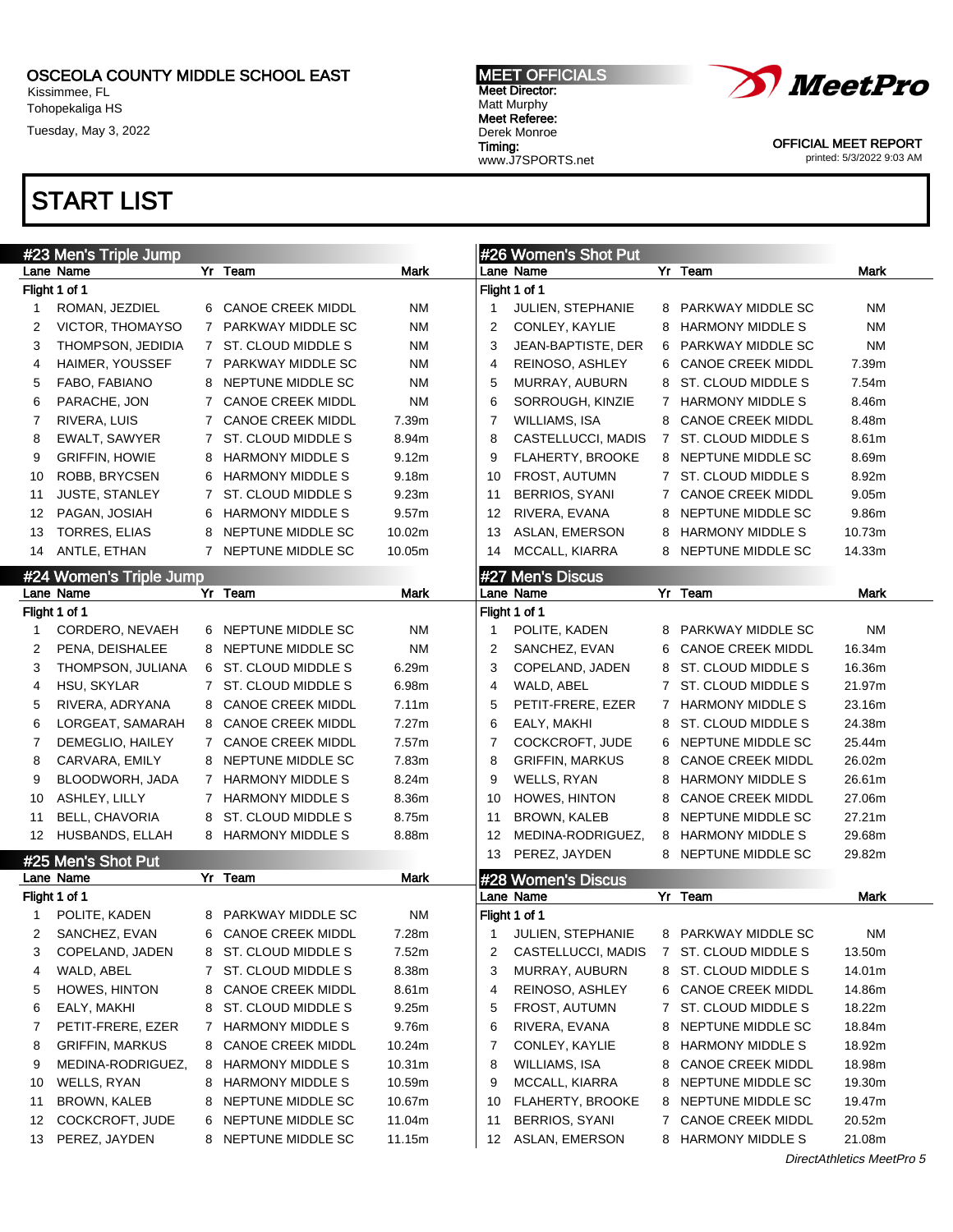OSCEOLA COUNTY MIDDLE SCHOOL EAST
Kissimmee, FL
Tohopekaliga HS
Tuesday, May 3, 2022

MEET OFFICIALS
Meet Director:
Matt Murphy
Meet Referee:
Derek Monroe
Timing:
www.J7SPORTS.net

OFFICIAL MEET REPORT
printed: 5/3/2022 9:03 AM

# START LIST

## #23 Men's Triple Jump

Flight 1 of 1

| Lane | Name | Yr | Team | Mark |
|---|---|---|---|---|
| 1 | ROMAN, JEZDIEL | 6 | CANOE CREEK MIDDL | NM |
| 2 | VICTOR, THOMAYSO | 7 | PARKWAY MIDDLE SC | NM |
| 3 | THOMPSON, JEDIDIA | 7 | ST. CLOUD MIDDLE S | NM |
| 4 | HAIMER, YOUSSEF | 7 | PARKWAY MIDDLE SC | NM |
| 5 | FABO, FABIANO | 8 | NEPTUNE MIDDLE SC | NM |
| 6 | PARACHE, JON | 7 | CANOE CREEK MIDDL | NM |
| 7 | RIVERA, LUIS | 7 | CANOE CREEK MIDDL | 7.39m |
| 8 | EWALT, SAWYER | 7 | ST. CLOUD MIDDLE S | 8.94m |
| 9 | GRIFFIN, HOWIE | 8 | HARMONY MIDDLE S | 9.12m |
| 10 | ROBB, BRYCSEN | 6 | HARMONY MIDDLE S | 9.18m |
| 11 | JUSTE, STANLEY | 7 | ST. CLOUD MIDDLE S | 9.23m |
| 12 | PAGAN, JOSIAH | 6 | HARMONY MIDDLE S | 9.57m |
| 13 | TORRES, ELIAS | 8 | NEPTUNE MIDDLE SC | 10.02m |
| 14 | ANTLE, ETHAN | 7 | NEPTUNE MIDDLE SC | 10.05m |

## #24 Women's Triple Jump

Flight 1 of 1

| Lane | Name | Yr | Team | Mark |
|---|---|---|---|---|
| 1 | CORDERO, NEVAEH | 6 | NEPTUNE MIDDLE SC | NM |
| 2 | PENA, DEISHALEE | 8 | NEPTUNE MIDDLE SC | NM |
| 3 | THOMPSON, JULIANA | 6 | ST. CLOUD MIDDLE S | 6.29m |
| 4 | HSU, SKYLAR | 7 | ST. CLOUD MIDDLE S | 6.98m |
| 5 | RIVERA, ADRYANA | 8 | CANOE CREEK MIDDL | 7.11m |
| 6 | LORGEAT, SAMARAH | 8 | CANOE CREEK MIDDL | 7.27m |
| 7 | DEMEGLIO, HAILEY | 7 | CANOE CREEK MIDDL | 7.57m |
| 8 | CARVARA, EMILY | 8 | NEPTUNE MIDDLE SC | 7.83m |
| 9 | BLOODWORH, JADA | 7 | HARMONY MIDDLE S | 8.24m |
| 10 | ASHLEY, LILLY | 7 | HARMONY MIDDLE S | 8.36m |
| 11 | BELL, CHAVORIA | 8 | ST. CLOUD MIDDLE S | 8.75m |
| 12 | HUSBANDS, ELLAH | 8 | HARMONY MIDDLE S | 8.88m |

## #25 Men's Shot Put

Flight 1 of 1

| Lane | Name | Yr | Team | Mark |
|---|---|---|---|---|
| 1 | POLITE, KADEN | 8 | PARKWAY MIDDLE SC | NM |
| 2 | SANCHEZ, EVAN | 6 | CANOE CREEK MIDDL | 7.28m |
| 3 | COPELAND, JADEN | 8 | ST. CLOUD MIDDLE S | 7.52m |
| 4 | WALD, ABEL | 7 | ST. CLOUD MIDDLE S | 8.38m |
| 5 | HOWES, HINTON | 8 | CANOE CREEK MIDDL | 8.61m |
| 6 | EALY, MAKHI | 8 | ST. CLOUD MIDDLE S | 9.25m |
| 7 | PETIT-FRERE, EZER | 7 | HARMONY MIDDLE S | 9.76m |
| 8 | GRIFFIN, MARKUS | 8 | CANOE CREEK MIDDL | 10.24m |
| 9 | MEDINA-RODRIGUEZ, | 8 | HARMONY MIDDLE S | 10.31m |
| 10 | WELLS, RYAN | 8 | HARMONY MIDDLE S | 10.59m |
| 11 | BROWN, KALEB | 8 | NEPTUNE MIDDLE SC | 10.67m |
| 12 | COCKCROFT, JUDE | 6 | NEPTUNE MIDDLE SC | 11.04m |
| 13 | PEREZ, JAYDEN | 8 | NEPTUNE MIDDLE SC | 11.15m |

## #26 Women's Shot Put

Flight 1 of 1

| Lane | Name | Yr | Team | Mark |
|---|---|---|---|---|
| 1 | JULIEN, STEPHANIE | 8 | PARKWAY MIDDLE SC | NM |
| 2 | CONLEY, KAYLIE | 8 | HARMONY MIDDLE S | NM |
| 3 | JEAN-BAPTISTE, DER | 6 | PARKWAY MIDDLE SC | NM |
| 4 | REINOSO, ASHLEY | 6 | CANOE CREEK MIDDL | 7.39m |
| 5 | MURRAY, AUBURN | 8 | ST. CLOUD MIDDLE S | 7.54m |
| 6 | SORROUGH, KINZIE | 7 | HARMONY MIDDLE S | 8.46m |
| 7 | WILLIAMS, ISA | 8 | CANOE CREEK MIDDL | 8.48m |
| 8 | CASTELLUCCI, MADIS | 7 | ST. CLOUD MIDDLE S | 8.61m |
| 9 | FLAHERTY, BROOKE | 8 | NEPTUNE MIDDLE SC | 8.69m |
| 10 | FROST, AUTUMN | 7 | ST. CLOUD MIDDLE S | 8.92m |
| 11 | BERRIOS, SYANI | 7 | CANOE CREEK MIDDL | 9.05m |
| 12 | RIVERA, EVANA | 8 | NEPTUNE MIDDLE SC | 9.86m |
| 13 | ASLAN, EMERSON | 8 | HARMONY MIDDLE S | 10.73m |
| 14 | MCCALL, KIARRA | 8 | NEPTUNE MIDDLE SC | 14.33m |

## #27 Men's Discus

Flight 1 of 1

| Lane | Name | Yr | Team | Mark |
|---|---|---|---|---|
| 1 | POLITE, KADEN | 8 | PARKWAY MIDDLE SC | NM |
| 2 | SANCHEZ, EVAN | 6 | CANOE CREEK MIDDL | 16.34m |
| 3 | COPELAND, JADEN | 8 | ST. CLOUD MIDDLE S | 16.36m |
| 4 | WALD, ABEL | 7 | ST. CLOUD MIDDLE S | 21.97m |
| 5 | PETIT-FRERE, EZER | 7 | HARMONY MIDDLE S | 23.16m |
| 6 | EALY, MAKHI | 8 | ST. CLOUD MIDDLE S | 24.38m |
| 7 | COCKCROFT, JUDE | 6 | NEPTUNE MIDDLE SC | 25.44m |
| 8 | GRIFFIN, MARKUS | 8 | CANOE CREEK MIDDL | 26.02m |
| 9 | WELLS, RYAN | 8 | HARMONY MIDDLE S | 26.61m |
| 10 | HOWES, HINTON | 8 | CANOE CREEK MIDDL | 27.06m |
| 11 | BROWN, KALEB | 8 | NEPTUNE MIDDLE SC | 27.21m |
| 12 | MEDINA-RODRIGUEZ, | 8 | HARMONY MIDDLE S | 29.68m |
| 13 | PEREZ, JAYDEN | 8 | NEPTUNE MIDDLE SC | 29.82m |

## #28 Women's Discus

Flight 1 of 1

| Lane | Name | Yr | Team | Mark |
|---|---|---|---|---|
| 1 | JULIEN, STEPHANIE | 8 | PARKWAY MIDDLE SC | NM |
| 2 | CASTELLUCCI, MADIS | 7 | ST. CLOUD MIDDLE S | 13.50m |
| 3 | MURRAY, AUBURN | 8 | ST. CLOUD MIDDLE S | 14.01m |
| 4 | REINOSO, ASHLEY | 6 | CANOE CREEK MIDDL | 14.86m |
| 5 | FROST, AUTUMN | 7 | ST. CLOUD MIDDLE S | 18.22m |
| 6 | RIVERA, EVANA | 8 | NEPTUNE MIDDLE SC | 18.84m |
| 7 | CONLEY, KAYLIE | 8 | HARMONY MIDDLE S | 18.92m |
| 8 | WILLIAMS, ISA | 8 | CANOE CREEK MIDDL | 18.98m |
| 9 | MCCALL, KIARRA | 8 | NEPTUNE MIDDLE SC | 19.30m |
| 10 | FLAHERTY, BROOKE | 8 | NEPTUNE MIDDLE SC | 19.47m |
| 11 | BERRIOS, SYANI | 7 | CANOE CREEK MIDDL | 20.52m |
| 12 | ASLAN, EMERSON | 8 | HARMONY MIDDLE S | 21.08m |

*DirectAthletics MeetPro 5*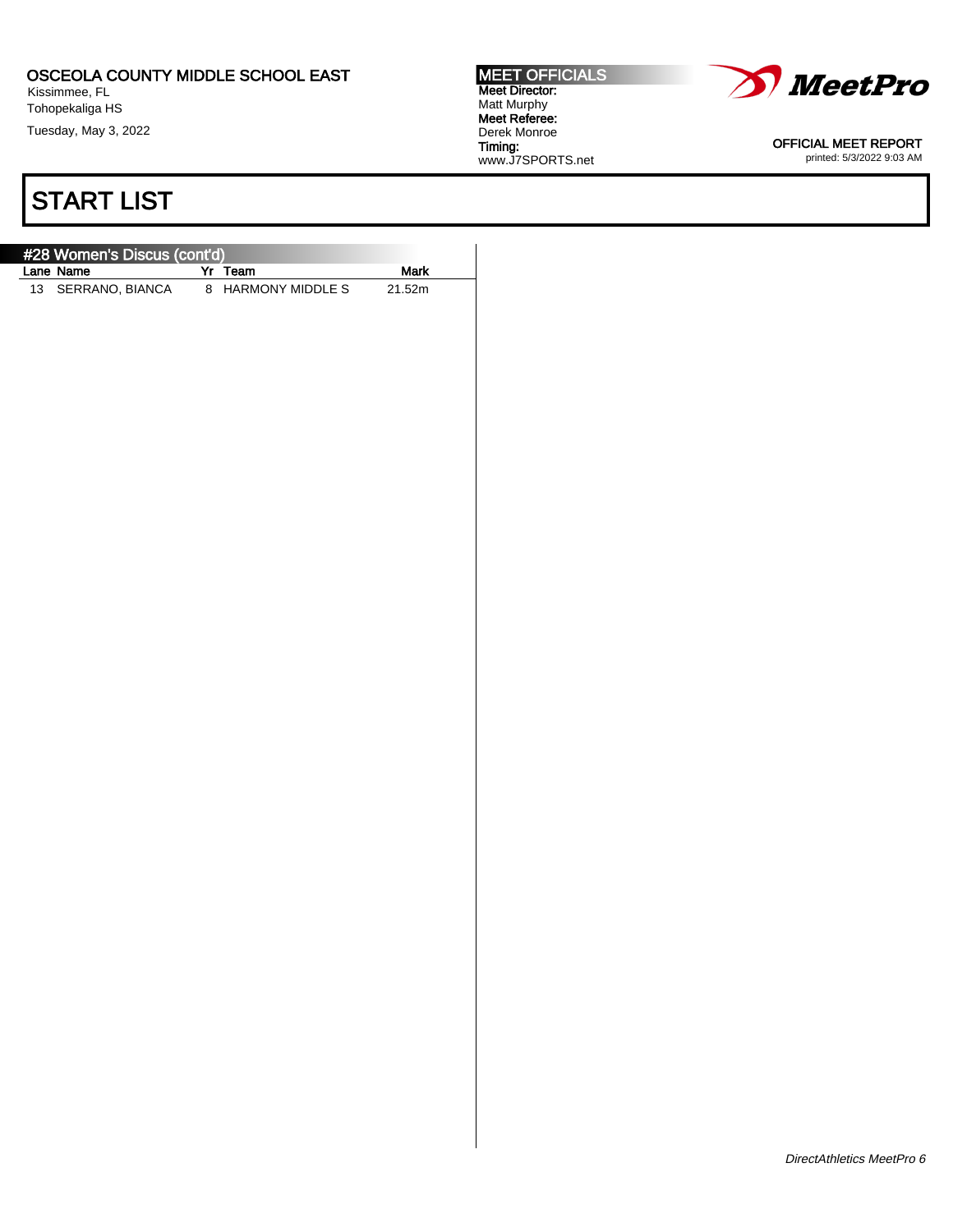OSCEOLA COUNTY MIDDLE SCHOOL EAST
Kissimmee, FL
Tohopekaliga HS
Tuesday, May 3, 2022

MEET OFFICIALS
**Meet Director:**
Matt Murphy
**Meet Referee:**
Derek Monroe
**Timing:**
www.J7SPORTS.net

OFFICIAL MEET REPORT
printed: 5/3/2022 9:03 AM

# START LIST

## #28 Women's Discus (cont'd)

| Lane | Name | Yr | Team | Mark |
|---|---|---|---|---|
| 13 | SERRANO, BIANCA | 8 | HARMONY MIDDLE S | 21.52m |